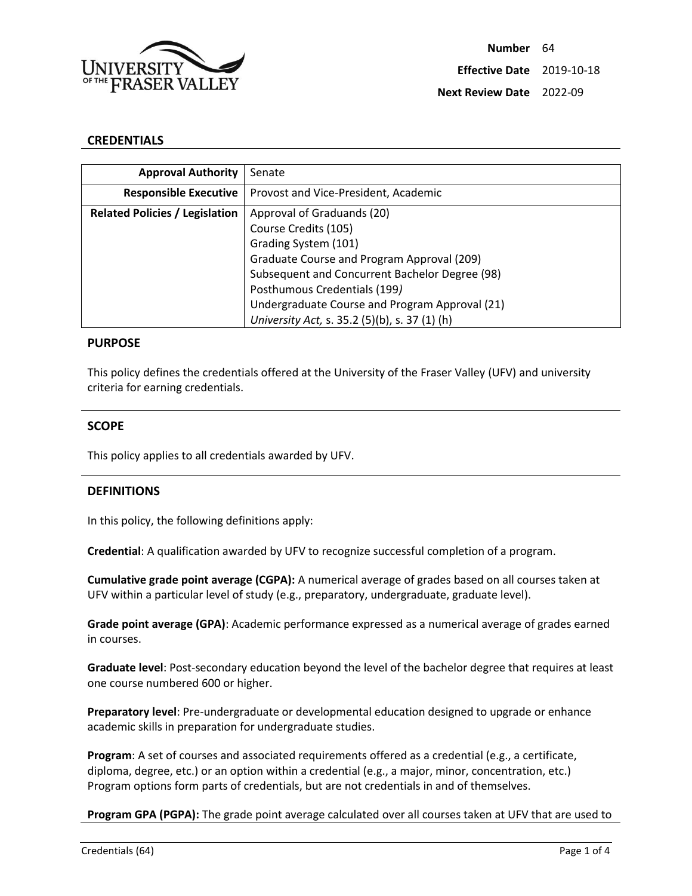| | |
|---|---|
| **Number** | 64 |
| **Effective Date** | 2019-10-18 |
| **Next Review Date** | 2022-09 |

## CREDENTIALS

| | |
|---|---|
| **Approval Authority** | Senate |
| **Responsible Executive** | Provost and Vice-President, Academic |
| **Related Policies / Legislation** | Approval of Graduands (20)<br>Course Credits (105)<br>Grading System (101)<br>Graduate Course and Program Approval (209)<br>Subsequent and Concurrent Bachelor Degree (98)<br>Posthumous Credentials (199*)*<br>Undergraduate Course and Program Approval (21)<br>*University Act,* s. 35.2 (5)(b), s. 37 (1) (h) |

### PURPOSE

This policy defines the credentials offered at the University of the Fraser Valley (UFV) and university criteria for earning credentials.

### SCOPE

This policy applies to all credentials awarded by UFV.

### DEFINITIONS

In this policy, the following definitions apply:

**Credential**: A qualification awarded by UFV to recognize successful completion of a program.

**Cumulative grade point average (CGPA):** A numerical average of grades based on all courses taken at UFV within a particular level of study (e.g., preparatory, undergraduate, graduate level).

**Grade point average (GPA)**: Academic performance expressed as a numerical average of grades earned in courses.

**Graduate level**: Post-secondary education beyond the level of the bachelor degree that requires at least one course numbered 600 or higher.

**Preparatory level**: Pre-undergraduate or developmental education designed to upgrade or enhance academic skills in preparation for undergraduate studies.

**Program**: A set of courses and associated requirements offered as a credential (e.g., a certificate, diploma, degree, etc.) or an option within a credential (e.g., a major, minor, concentration, etc.) Program options form parts of credentials, but are not credentials in and of themselves.

**Program GPA (PGPA):** The grade point average calculated over all courses taken at UFV that are used to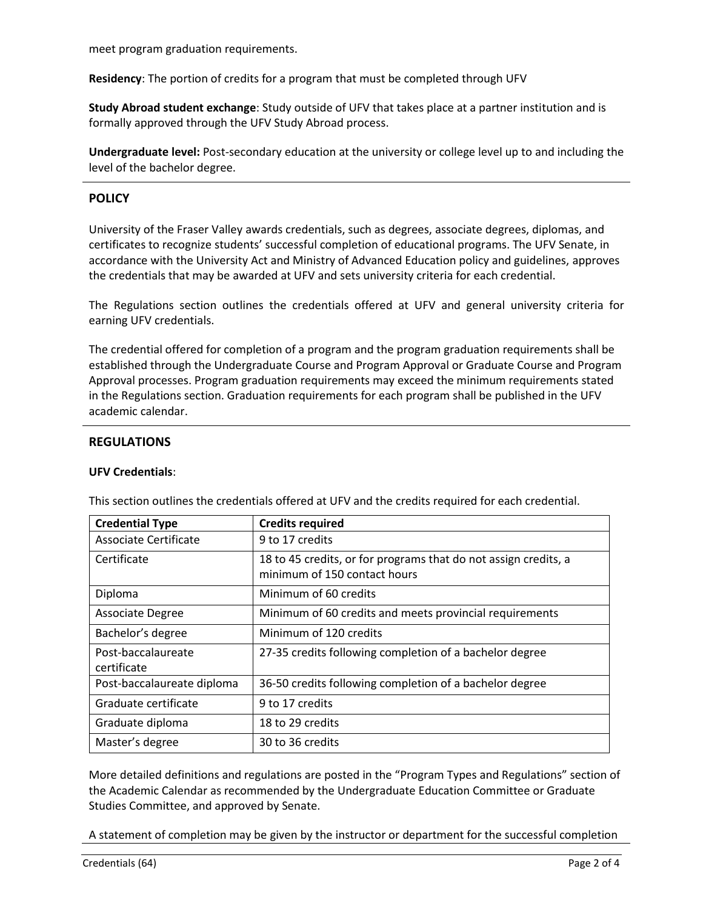meet program graduation requirements.

**Residency**: The portion of credits for a program that must be completed through UFV

**Study Abroad student exchange**: Study outside of UFV that takes place at a partner institution and is formally approved through the UFV Study Abroad process.

**Undergraduate level:** Post-secondary education at the university or college level up to and including the level of the bachelor degree.

## POLICY

University of the Fraser Valley awards credentials, such as degrees, associate degrees, diplomas, and certificates to recognize students' successful completion of educational programs. The UFV Senate, in accordance with the University Act and Ministry of Advanced Education policy and guidelines, approves the credentials that may be awarded at UFV and sets university criteria for each credential.

The Regulations section outlines the credentials offered at UFV and general university criteria for earning UFV credentials.

The credential offered for completion of a program and the program graduation requirements shall be established through the Undergraduate Course and Program Approval or Graduate Course and Program Approval processes. Program graduation requirements may exceed the minimum requirements stated in the Regulations section. Graduation requirements for each program shall be published in the UFV academic calendar.

## REGULATIONS

**UFV Credentials**:

This section outlines the credentials offered at UFV and the credits required for each credential.

| Credential Type | Credits required |
|---|---|
| Associate Certificate | 9 to 17 credits |
| Certificate | 18 to 45 credits, or for programs that do not assign credits, a minimum of 150 contact hours |
| Diploma | Minimum of 60 credits |
| Associate Degree | Minimum of 60 credits and meets provincial requirements |
| Bachelor's degree | Minimum of 120 credits |
| Post-baccalaureate certificate | 27-35 credits following completion of a bachelor degree |
| Post-baccalaureate diploma | 36-50 credits following completion of a bachelor degree |
| Graduate certificate | 9 to 17 credits |
| Graduate diploma | 18 to 29 credits |
| Master's degree | 30 to 36 credits |

More detailed definitions and regulations are posted in the "Program Types and Regulations" section of the Academic Calendar as recommended by the Undergraduate Education Committee or Graduate Studies Committee, and approved by Senate.

A statement of completion may be given by the instructor or department for the successful completion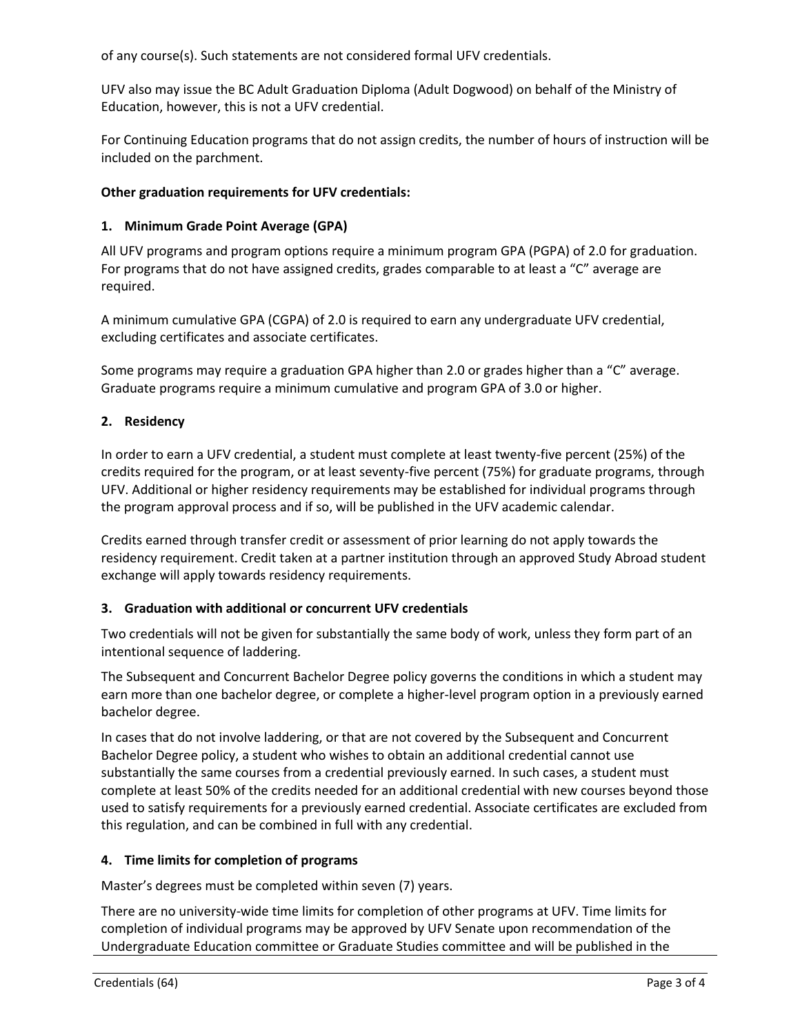of any course(s). Such statements are not considered formal UFV credentials.

UFV also may issue the BC Adult Graduation Diploma (Adult Dogwood) on behalf of the Ministry of Education, however, this is not a UFV credential.

For Continuing Education programs that do not assign credits, the number of hours of instruction will be included on the parchment.

**Other graduation requirements for UFV credentials:**

**1. Minimum Grade Point Average (GPA)**

All UFV programs and program options require a minimum program GPA (PGPA) of 2.0 for graduation. For programs that do not have assigned credits, grades comparable to at least a "C" average are required.

A minimum cumulative GPA (CGPA) of 2.0 is required to earn any undergraduate UFV credential, excluding certificates and associate certificates.

Some programs may require a graduation GPA higher than 2.0 or grades higher than a "C" average. Graduate programs require a minimum cumulative and program GPA of 3.0 or higher.

**2. Residency**

In order to earn a UFV credential, a student must complete at least twenty-five percent (25%) of the credits required for the program, or at least seventy-five percent (75%) for graduate programs, through UFV. Additional or higher residency requirements may be established for individual programs through the program approval process and if so, will be published in the UFV academic calendar.

Credits earned through transfer credit or assessment of prior learning do not apply towards the residency requirement. Credit taken at a partner institution through an approved Study Abroad student exchange will apply towards residency requirements.

**3. Graduation with additional or concurrent UFV credentials**

Two credentials will not be given for substantially the same body of work, unless they form part of an intentional sequence of laddering.

The Subsequent and Concurrent Bachelor Degree policy governs the conditions in which a student may earn more than one bachelor degree, or complete a higher-level program option in a previously earned bachelor degree.

In cases that do not involve laddering, or that are not covered by the Subsequent and Concurrent Bachelor Degree policy, a student who wishes to obtain an additional credential cannot use substantially the same courses from a credential previously earned. In such cases, a student must complete at least 50% of the credits needed for an additional credential with new courses beyond those used to satisfy requirements for a previously earned credential. Associate certificates are excluded from this regulation, and can be combined in full with any credential.

**4. Time limits for completion of programs**

Master's degrees must be completed within seven (7) years.

There are no university-wide time limits for completion of other programs at UFV. Time limits for completion of individual programs may be approved by UFV Senate upon recommendation of the Undergraduate Education committee or Graduate Studies committee and will be published in the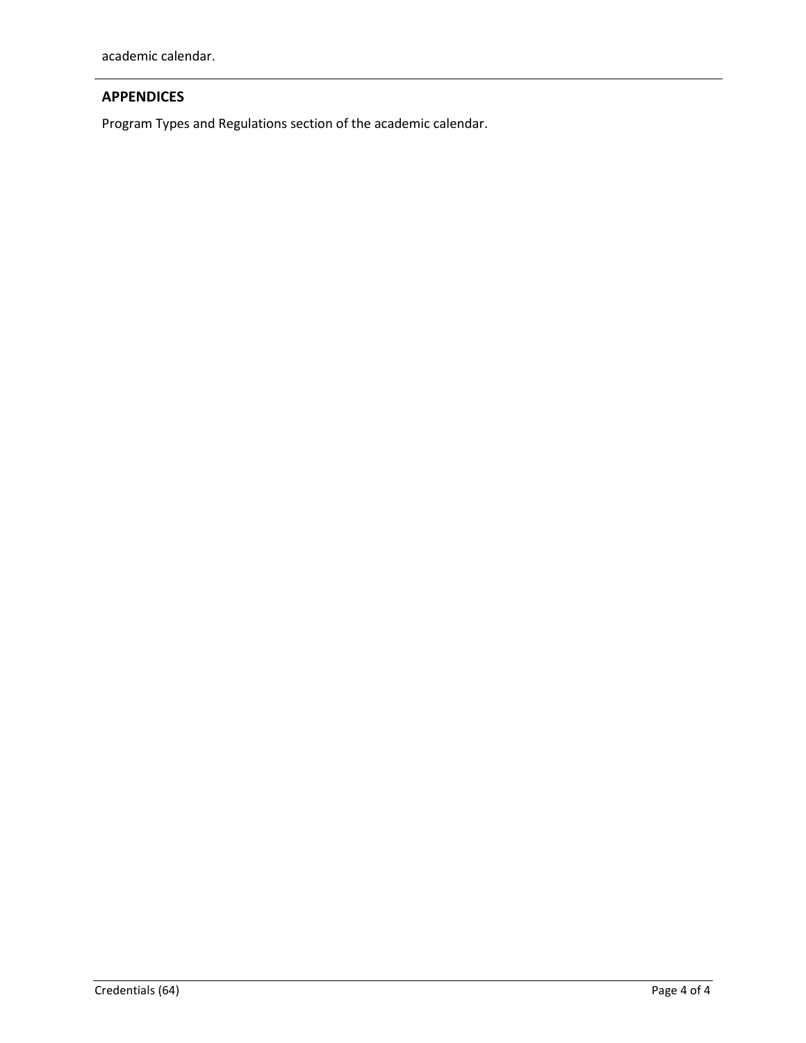academic calendar.

## APPENDICES

Program Types and Regulations section of the academic calendar.